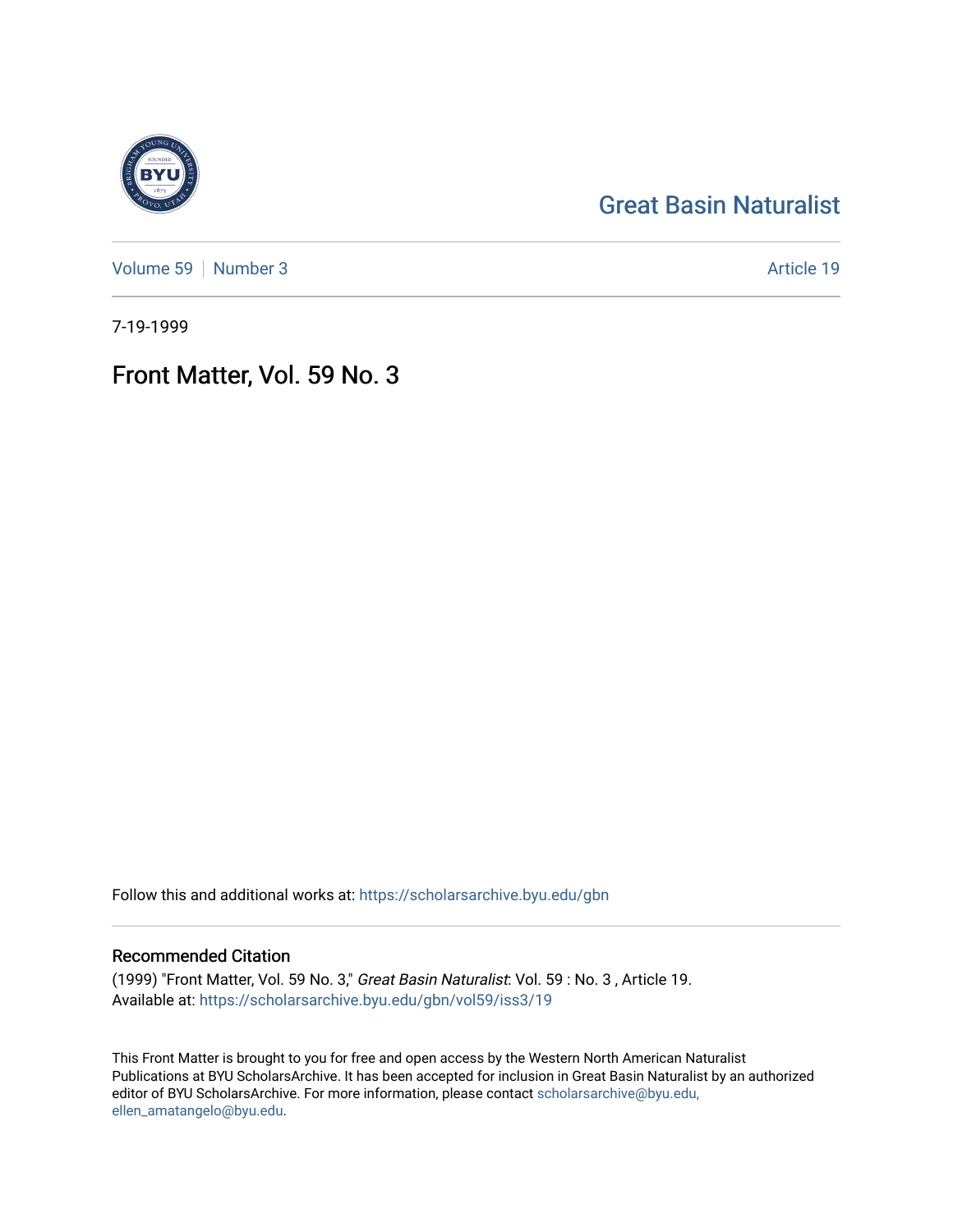Great Basin Naturalist

Volume 59 | Number 3 Article 19

7-19-1999

# Front Matter, Vol. 59 No. 3

Follow this and additional works at: https://scholarsarchive.byu.edu/gbn

## Recommended Citation

(1999) "Front Matter, Vol. 59 No. 3," *Great Basin Naturalist*: Vol. 59 : No. 3 , Article 19.
Available at: https://scholarsarchive.byu.edu/gbn/vol59/iss3/19

This Front Matter is brought to you for free and open access by the Western North American Naturalist Publications at BYU ScholarsArchive. It has been accepted for inclusion in Great Basin Naturalist by an authorized editor of BYU ScholarsArchive. For more information, please contact scholarsarchive@byu.edu, ellen_amatangelo@byu.edu.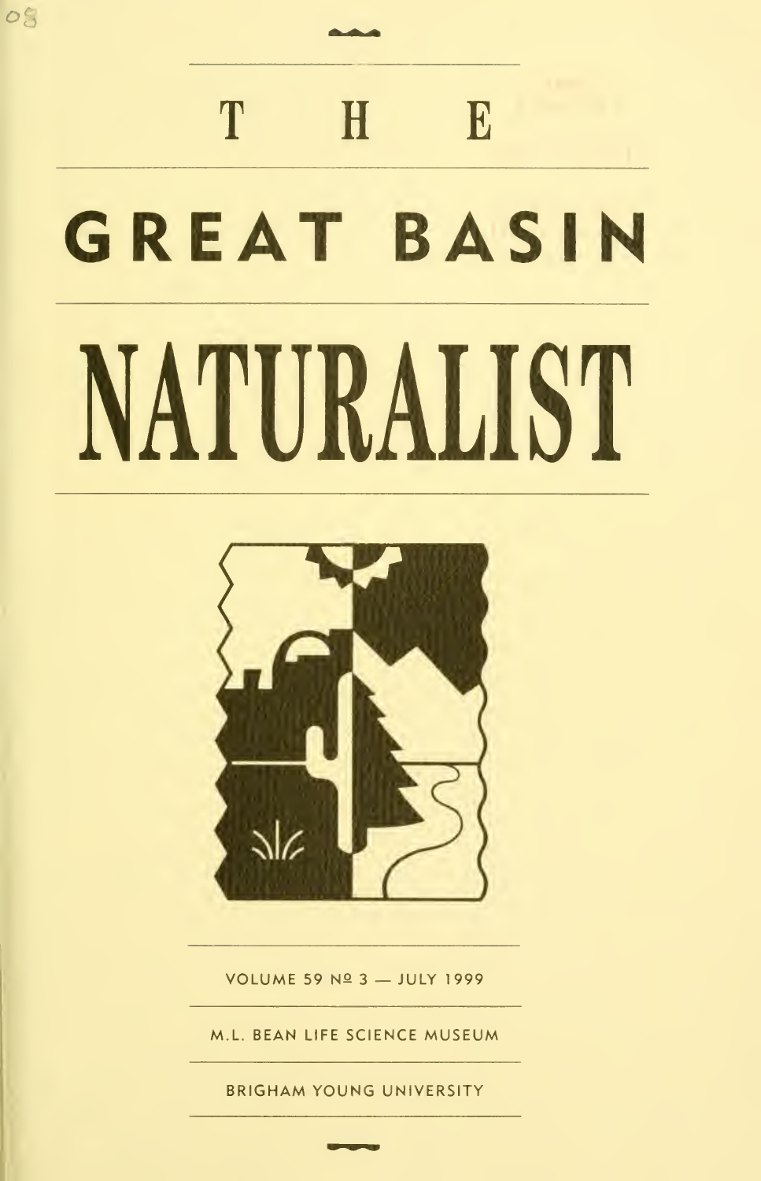# THE

# GREAT BASIN

# NATURALIST

VOLUME 59 Nº 3 — JULY 1999

M.L. BEAN LIFE SCIENCE MUSEUM

BRIGHAM YOUNG UNIVERSITY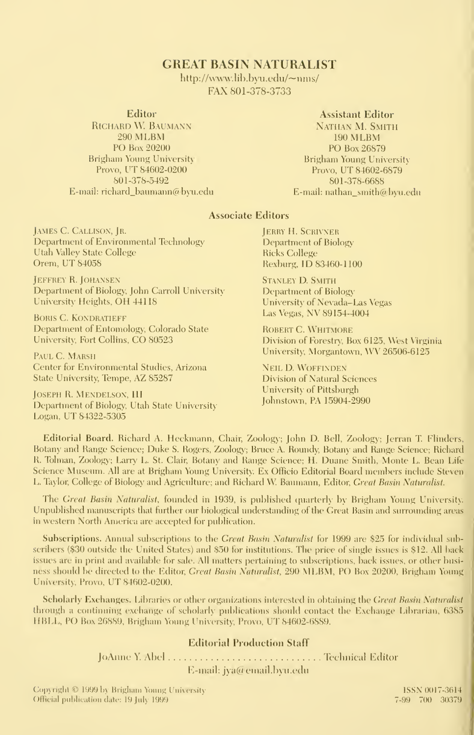# GREAT BASIN NATURALIST

http://www.lib.byu.edu/~nms/
FAX 801-378-3733

**Editor**
Richard W. Baumann
290 MLBM
PO Box 20200
Brigham Young University
Provo, UT 84602-0200
801-378-5492
E-mail: richard_baumann@byu.edu

**Assistant Editor**
Nathan M. Smith
190 MLBM
PO Box 26879
Brigham Young University
Provo, UT 84602-6879
801-378-6688
E-mail: nathan_smith@byu.edu

**Associate Editors**

James C. Callison, Jr.
Department of Environmental Technology
Utah Valley State College
Orem, UT 84058

Jeffrey R. Johansen
Department of Biology, John Carroll University
University Heights, OH 44118

Boris C. Kondratieff
Department of Entomology, Colorado State University, Fort Collins, CO 80523

Paul C. Marsh
Center for Environmental Studies, Arizona State University, Tempe, AZ 85287

Joseph R. Mendelson, III
Department of Biology, Utah State University
Logan, UT 84322-5305

Jerry H. Scrivner
Department of Biology
Ricks College
Rexburg, ID 83460-1100

Stanley D. Smith
Department of Biology
University of Nevada–Las Vegas
Las Vegas, NV 89154-4004

Robert C. Whitmore
Division of Forestry, Box 6125, West Virginia University, Morgantown, WV 26506-6125

Neil D. Woffinden
Division of Natural Sciences
University of Pittsburgh
Johnstown, PA 15904-2990

**Editorial Board.** Richard A. Heckmann, Chair, Zoology; John D. Bell, Zoology; Jerran T. Flinders, Botany and Range Science; Duke S. Rogers, Zoology; Bruce A. Roundy, Botany and Range Science; Richard R. Tolman, Zoology; Larry L. St. Clair, Botany and Range Science; H. Duane Smith, Monte L. Bean Life Science Museum. All are at Brigham Young University. Ex Officio Editorial Board members include Steven L. Taylor, College of Biology and Agriculture; and Richard W. Baumann, Editor, *Great Basin Naturalist*.

The *Great Basin Naturalist*, founded in 1939, is published quarterly by Brigham Young University. Unpublished manuscripts that further our biological understanding of the Great Basin and surrounding areas in western North America are accepted for publication.

**Subscriptions.** Annual subscriptions to the *Great Basin Naturalist* for 1999 are $25 for individual subscribers ($30 outside the United States) and $50 for institutions. The price of single issues is $12. All back issues are in print and available for sale. All matters pertaining to subscriptions, back issues, or other business should be directed to the Editor, *Great Basin Naturalist*, 290 MLBM, PO Box 20200, Brigham Young University, Provo, UT 84602-0200.

**Scholarly Exchanges.** Libraries or other organizations interested in obtaining the *Great Basin Naturalist* through a continuing exchange of scholarly publications should contact the Exchange Librarian, 6385 HBLL, PO Box 26889, Brigham Young University, Provo, UT 84602-6889.

**Editorial Production Staff**

JoAnne Y. Abel .............................. Technical Editor
E-mail: jya@email.byu.edu

Copyright © 1999 by Brigham Young University
Official publication date: 19 July 1999

ISSN 0017-3614
7-99 700 30379